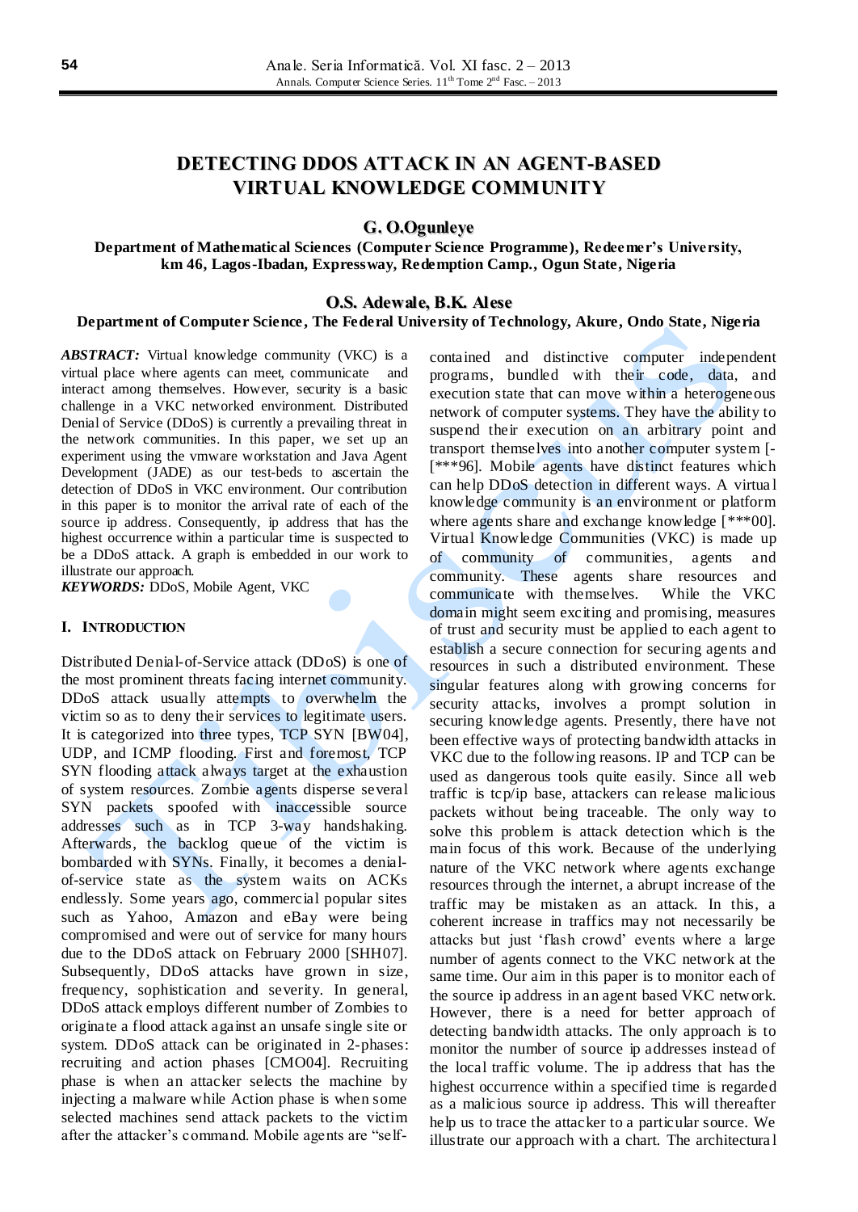# DETECTING DDOS ATTACK IN AN AGENT-BASED VIRTUAL KNOWLEDGE COMMUNITY

**G. O.Ogunleye**

**Department of Mathematical Sciences (Computer Science Programme), Redeemer's University, km 46, Lagos-Ibadan, Expressway, Redemption Camp., Ogun State, Nigeria**

**O.S. Adewale, B.K. Alese**

**Department of Computer Science, The Federal University of Technology, Akure, Ondo State, Nigeria**

***ABSTRACT:*** Virtual knowledge community (VKC) is a virtual place where agents can meet, communicate and interact among themselves. However, security is a basic challenge in a VKC networked environment. Distributed Denial of Service (DDoS) is currently a prevailing threat in the network communities. In this paper, we set up an experiment using the vmware workstation and Java Agent Development (JADE) as our test-beds to ascertain the detection of DDoS in VKC environment. Our contribution in this paper is to monitor the arrival rate of each of the source ip address. Consequently, ip address that has the highest occurrence within a particular time is suspected to be a DDoS attack. A graph is embedded in our work to illustrate our approach.

***KEYWORDS:*** DDoS, Mobile Agent, VKC

## I. INTRODUCTION

Distributed Denial-of-Service attack (DDoS) is one of the most prominent threats facing internet community. DDoS attack usually attempts to overwhelm the victim so as to deny their services to legitimate users. It is categorized into three types, TCP SYN [BW04], UDP, and ICMP flooding. First and foremost, TCP SYN flooding attack always target at the exhaustion of system resources. Zombie agents disperse several SYN packets spoofed with inaccessible source addresses such as in TCP 3-way handshaking. Afterwards, the backlog queue of the victim is bombarded with SYNs. Finally, it becomes a denial-of-service state as the system waits on ACKs endlessly. Some years ago, commercial popular sites such as Yahoo, Amazon and eBay were being compromised and were out of service for many hours due to the DDoS attack on February 2000 [SHH07]. Subsequently, DDoS attacks have grown in size, frequency, sophistication and severity. In general, DDoS attack employs different number of Zombies to originate a flood attack against an unsafe single site or system. DDoS attack can be originated in 2-phases: recruiting and action phases [CMO04]. Recruiting phase is when an attacker selects the machine by injecting a malware while Action phase is when some selected machines send attack packets to the victim after the attacker's command. Mobile agents are "self-contained and distinctive computer independent programs, bundled with their code, data, and execution state that can move within a heterogeneous network of computer systems. They have the ability to suspend their execution on an arbitrary point and transport themselves into another computer system [-[***96]. Mobile agents have distinct features which can help DDoS detection in different ways. A virtual knowledge community is an environment or platform where agents share and exchange knowledge [***00]. Virtual Knowledge Communities (VKC) is made up of community of communities, agents and community. These agents share resources and communicate with themselves. While the VKC domain might seem exciting and promising, measures of trust and security must be applied to each agent to establish a secure connection for securing agents and resources in such a distributed environment. These singular features along with growing concerns for security attacks, involves a prompt solution in securing knowledge agents. Presently, there have not been effective ways of protecting bandwidth attacks in VKC due to the following reasons. IP and TCP can be used as dangerous tools quite easily. Since all web traffic is tcp/ip base, attackers can release malicious packets without being traceable. The only way to solve this problem is attack detection which is the main focus of this work. Because of the underlying nature of the VKC network where agents exchange resources through the internet, a abrupt increase of the traffic may be mistaken as an attack. In this, a coherent increase in traffics may not necessarily be attacks but just 'flash crowd' events where a large number of agents connect to the VKC network at the same time. Our aim in this paper is to monitor each of the source ip address in an agent based VKC network. However, there is a need for better approach of detecting bandwidth attacks. The only approach is to monitor the number of source ip addresses instead of the local traffic volume. The ip address that has the highest occurrence within a specified time is regarded as a malicious source ip address. This will thereafter help us to trace the attacker to a particular source. We illustrate our approach with a chart. The architectural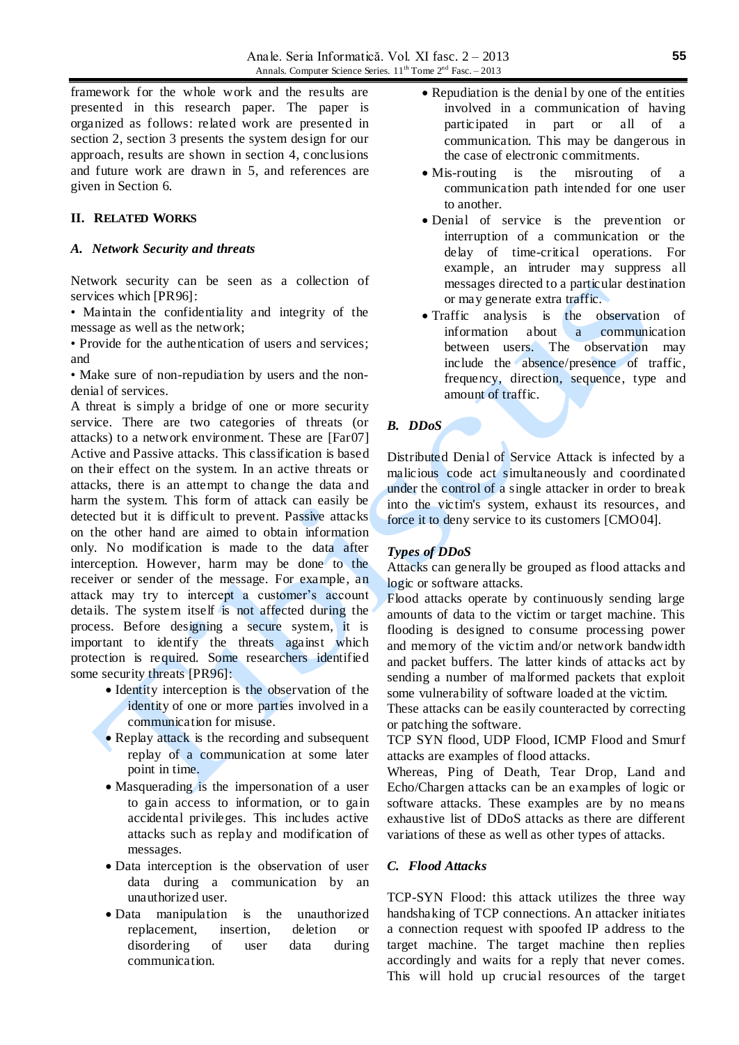framework for the whole work and the results are presented in this research paper. The paper is organized as follows: related work are presented in section 2, section 3 presents the system design for our approach, results are shown in section 4, conclusions and future work are drawn in 5, and references are given in Section 6.

## II. RELATED WORKS

### A. Network Security and threats

Network security can be seen as a collection of services which [PR96]:

- Maintain the confidentiality and integrity of the message as well as the network;
- Provide for the authentication of users and services; and
- Make sure of non-repudiation by users and the non-denial of services.

A threat is simply a bridge of one or more security service. There are two categories of threats (or attacks) to a network environment. These are [Far07] Active and Passive attacks. This classification is based on their effect on the system. In an active threats or attacks, there is an attempt to change the data and harm the system. This form of attack can easily be detected but it is difficult to prevent. Passive attacks on the other hand are aimed to obtain information only. No modification is made to the data after interception. However, harm may be done to the receiver or sender of the message. For example, an attack may try to intercept a customer's account details. The system itself is not affected during the process. Before designing a secure system, it is important to identify the threats against which protection is required. Some researchers identified some security threats [PR96]:

- Identity interception is the observation of the identity of one or more parties involved in a communication for misuse.
- Replay attack is the recording and subsequent replay of a communication at some later point in time.
- Masquerading is the impersonation of a user to gain access to information, or to gain accidental privileges. This includes active attacks such as replay and modification of messages.
- Data interception is the observation of user data during a communication by an unauthorized user.
- Data manipulation is the unauthorized replacement, insertion, deletion or disordering of user data during communication.
- Repudiation is the denial by one of the entities involved in a communication of having participated in part or all of a communication. This may be dangerous in the case of electronic commitments.
- Mis-routing is the misrouting of a communication path intended for one user to another.
- Denial of service is the prevention or interruption of a communication or the delay of time-critical operations. For example, an intruder may suppress all messages directed to a particular destination or may generate extra traffic.
- Traffic analysis is the observation of information about a communication between users. The observation may include the absence/presence of traffic, frequency, direction, sequence, type and amount of traffic.

### B. DDoS

Distributed Denial of Service Attack is infected by a malicious code act simultaneously and coordinated under the control of a single attacker in order to break into the victim's system, exhaust its resources, and force it to deny service to its customers [CMO04].

***Types of DDoS***

Attacks can generally be grouped as flood attacks and logic or software attacks.

Flood attacks operate by continuously sending large amounts of data to the victim or target machine. This flooding is designed to consume processing power and memory of the victim and/or network bandwidth and packet buffers. The latter kinds of attacks act by sending a number of malformed packets that exploit some vulnerability of software loaded at the victim. These attacks can be easily counteracted by correcting or patching the software.

TCP SYN flood, UDP Flood, ICMP Flood and Smurf attacks are examples of flood attacks.

Whereas, Ping of Death, Tear Drop, Land and Echo/Chargen attacks can be an examples of logic or software attacks. These examples are by no means exhaustive list of DDoS attacks as there are different variations of these as well as other types of attacks.

### C. Flood Attacks

TCP-SYN Flood: this attack utilizes the three way handshaking of TCP connections. An attacker initiates a connection request with spoofed IP address to the target machine. The target machine then replies accordingly and waits for a reply that never comes. This will hold up crucial resources of the target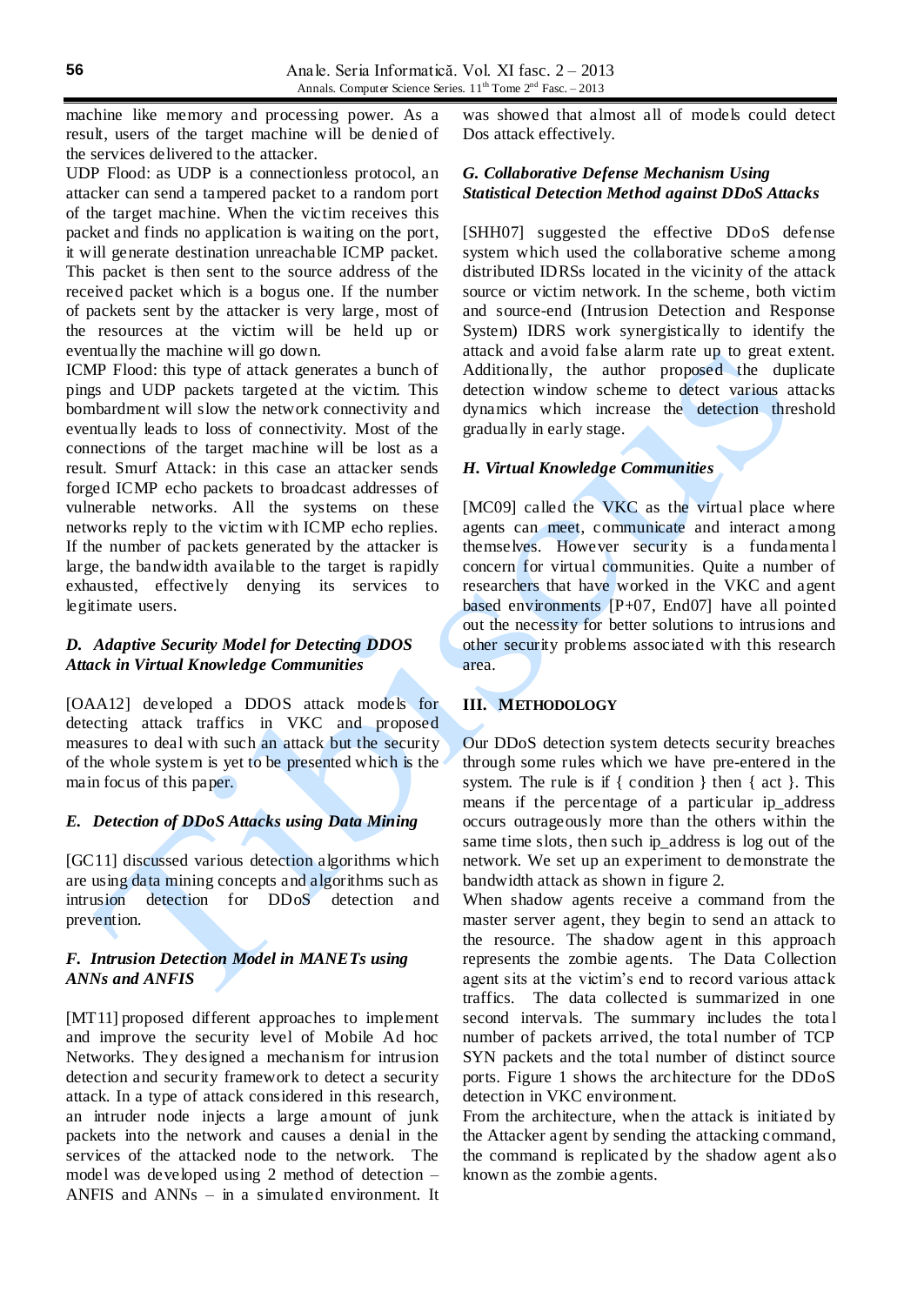machine like memory and processing power. As a result, users of the target machine will be denied of the services delivered to the attacker.

UDP Flood: as UDP is a connectionless protocol, an attacker can send a tampered packet to a random port of the target machine. When the victim receives this packet and finds no application is waiting on the port, it will generate destination unreachable ICMP packet. This packet is then sent to the source address of the received packet which is a bogus one. If the number of packets sent by the attacker is very large, most of the resources at the victim will be held up or eventually the machine will go down.

ICMP Flood: this type of attack generates a bunch of pings and UDP packets targeted at the victim. This bombardment will slow the network connectivity and eventually leads to loss of connectivity. Most of the connections of the target machine will be lost as a result. Smurf Attack: in this case an attacker sends forged ICMP echo packets to broadcast addresses of vulnerable networks. All the systems on these networks reply to the victim with ICMP echo replies. If the number of packets generated by the attacker is large, the bandwidth available to the target is rapidly exhausted, effectively denying its services to legitimate users.

### D. Adaptive Security Model for Detecting DDOS Attack in Virtual Knowledge Communities

[OAA12] developed a DDOS attack models for detecting attack traffics in VKC and proposed measures to deal with such an attack but the security of the whole system is yet to be presented which is the main focus of this paper.

### E. Detection of DDoS Attacks using Data Mining

[GC11] discussed various detection algorithms which are using data mining concepts and algorithms such as intrusion detection for DDoS detection and prevention.

### F. Intrusion Detection Model in MANETs using ANNs and ANFIS

[MT11] proposed different approaches to implement and improve the security level of Mobile Ad hoc Networks. They designed a mechanism for intrusion detection and security framework to detect a security attack. In a type of attack considered in this research, an intruder node injects a large amount of junk packets into the network and causes a denial in the services of the attacked node to the network. The model was developed using 2 method of detection – ANFIS and ANNs – in a simulated environment. It was showed that almost all of models could detect Dos attack effectively.

### G. Collaborative Defense Mechanism Using Statistical Detection Method against DDoS Attacks

[SHH07] suggested the effective DDoS defense system which used the collaborative scheme among distributed IDRSs located in the vicinity of the attack source or victim network. In the scheme, both victim and source-end (Intrusion Detection and Response System) IDRS work synergistically to identify the attack and avoid false alarm rate up to great extent. Additionally, the author proposed the duplicate detection window scheme to detect various attacks dynamics which increase the detection threshold gradually in early stage.

### H. Virtual Knowledge Communities

[MC09] called the VKC as the virtual place where agents can meet, communicate and interact among themselves. However security is a fundamental concern for virtual communities. Quite a number of researchers that have worked in the VKC and agent based environments [P+07, End07] have all pointed out the necessity for better solutions to intrusions and other security problems associated with this research area.

## III. Methodology

Our DDoS detection system detects security breaches through some rules which we have pre-entered in the system. The rule is if { condition } then { act }. This means if the percentage of a particular ip_address occurs outrageously more than the others within the same time slots, then such ip_address is log out of the network. We set up an experiment to demonstrate the bandwidth attack as shown in figure 2.

When shadow agents receive a command from the master server agent, they begin to send an attack to the resource. The shadow agent in this approach represents the zombie agents. The Data Collection agent sits at the victim's end to record various attack traffics. The data collected is summarized in one second intervals. The summary includes the total number of packets arrived, the total number of TCP SYN packets and the total number of distinct source ports. Figure 1 shows the architecture for the DDoS detection in VKC environment.

From the architecture, when the attack is initiated by the Attacker agent by sending the attacking command, the command is replicated by the shadow agent also known as the zombie agents.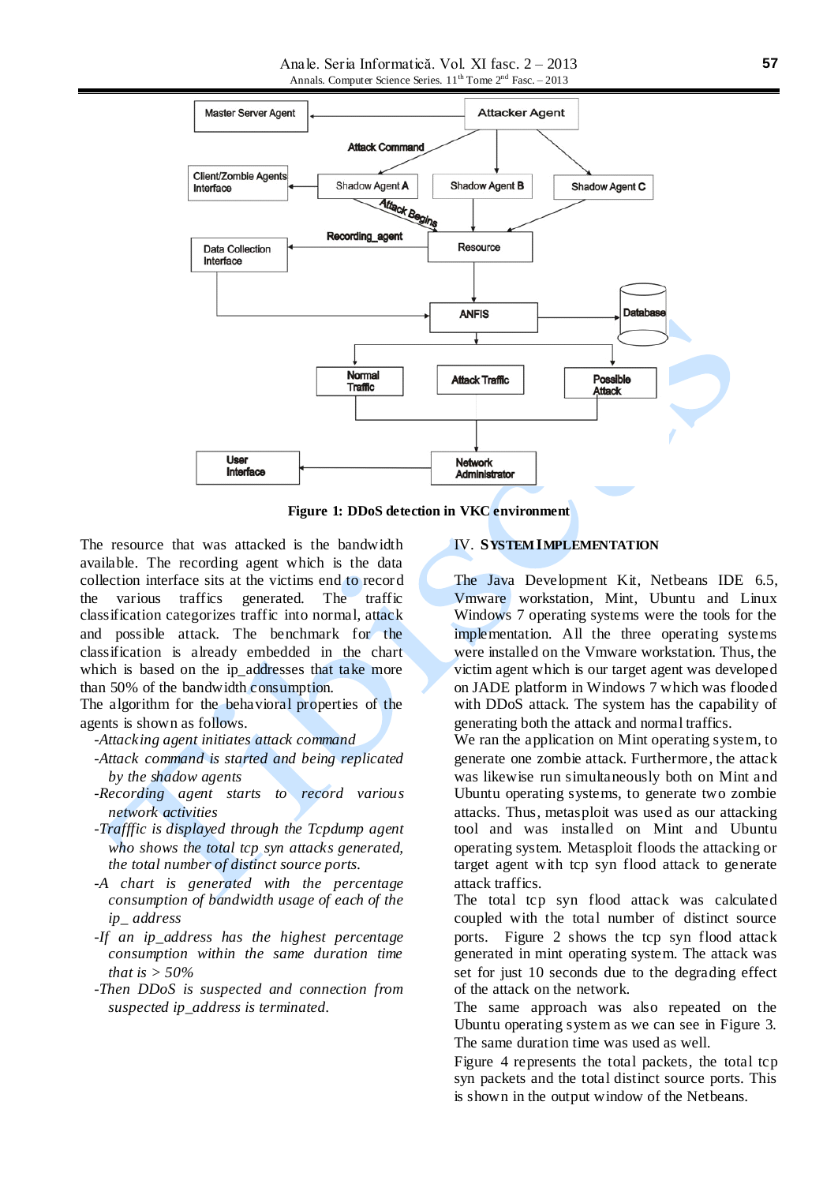**Figure 1: DDoS detection in VKC environment**

The resource that was attacked is the bandwidth available. The recording agent which is the data collection interface sits at the victims end to record the various traffics generated. The traffic classification categorizes traffic into normal, attack and possible attack. The benchmark for the classification is already embedded in the chart which is based on the ip_addresses that take more than 50% of the bandwidth consumption.
The algorithm for the behavioral properties of the agents is shown as follows.

- *-Attacking agent initiates attack command*
- *-Attack command is started and being replicated by the shadow agents*
- *-Recording agent starts to record various network activities*
- *-Trafffic is displayed through the Tcpdump agent who shows the total tcp syn attacks generated, the total number of distinct source ports.*
- *-A chart is generated with the percentage consumption of bandwidth usage of each of the ip_ address*
- *-If an ip_address has the highest percentage consumption within the same duration time that is > 50%*
- *-Then DDoS is suspected and connection from suspected ip_address is terminated.*

## IV. SYSTEM IMPLEMENTATION

The Java Development Kit, Netbeans IDE 6.5, Vmware workstation, Mint, Ubuntu and Linux Windows 7 operating systems were the tools for the implementation. All the three operating systems were installed on the Vmware workstation. Thus, the victim agent which is our target agent was developed on JADE platform in Windows 7 which was flooded with DDoS attack. The system has the capability of generating both the attack and normal traffics.
We ran the application on Mint operating system, to generate one zombie attack. Furthermore, the attack was likewise run simultaneously both on Mint and Ubuntu operating systems, to generate two zombie attacks. Thus, metasploit was used as our attacking tool and was installed on Mint and Ubuntu operating system. Metasploit floods the attacking or target agent with tcp syn flood attack to generate attack traffics.
The total tcp syn flood attack was calculated coupled with the total number of distinct source ports. Figure 2 shows the tcp syn flood attack generated in mint operating system. The attack was set for just 10 seconds due to the degrading effect of the attack on the network.
The same approach was also repeated on the Ubuntu operating system as we can see in Figure 3. The same duration time was used as well.
Figure 4 represents the total packets, the total tcp syn packets and the total distinct source ports. This is shown in the output window of the Netbeans.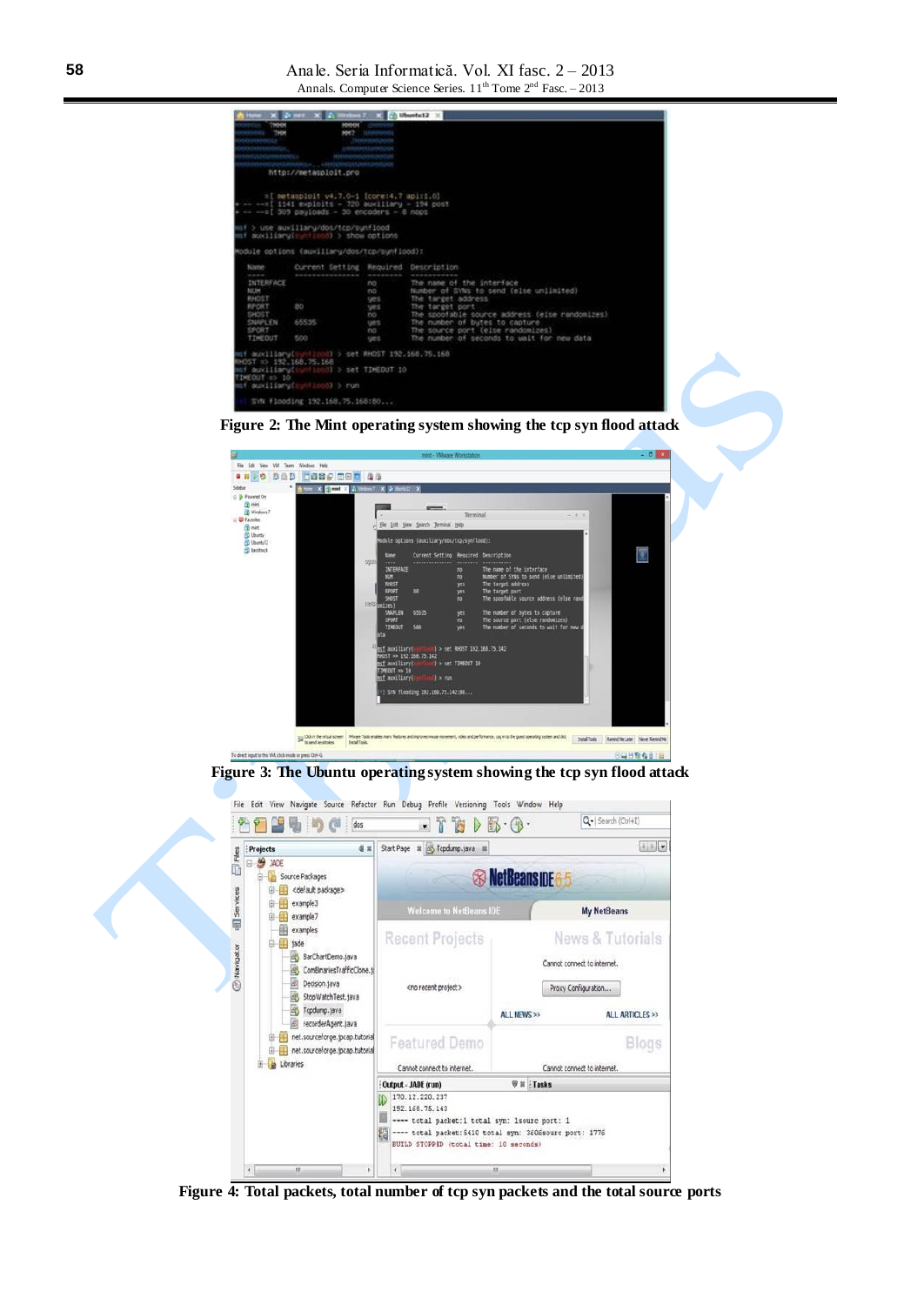Figure 2: The Mint operating system showing the tcp syn flood attack

Figure 3: The Ubuntu operating system showing the tcp syn flood attack

Figure 4: Total packets, total number of tcp syn packets and the total source ports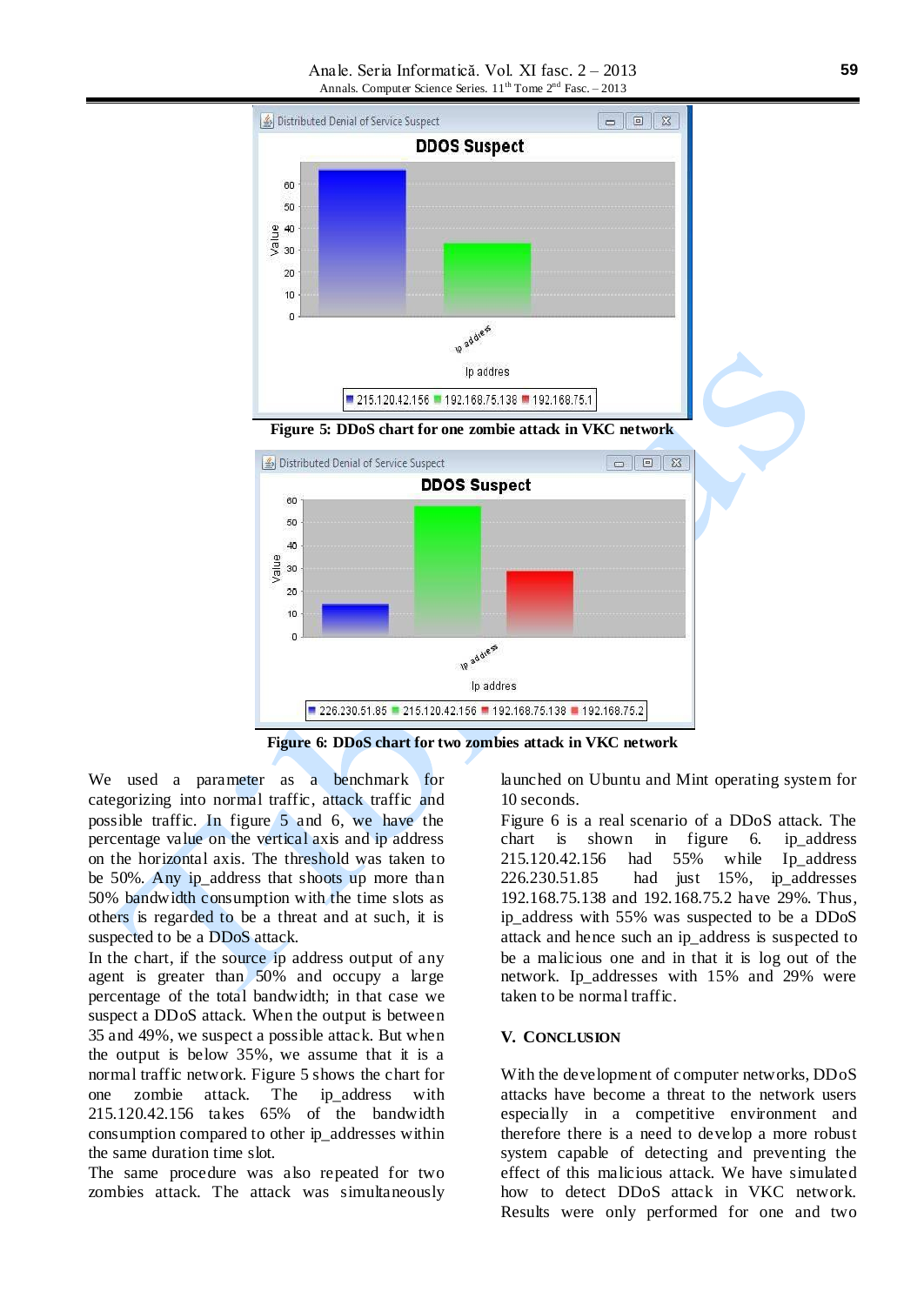Figure 5: DDoS chart for one zombie attack in VKC network

Figure 6: DDoS chart for two zombies attack in VKC network

We used a parameter as a benchmark for categorizing into normal traffic, attack traffic and possible traffic. In figure 5 and 6, we have the percentage value on the vertical axis and ip address on the horizontal axis. The threshold was taken to be 50%. Any ip_address that shoots up more than 50% bandwidth consumption with the time slots as others is regarded to be a threat and at such, it is suspected to be a DDoS attack.

In the chart, if the source ip address output of any agent is greater than 50% and occupy a large percentage of the total bandwidth; in that case we suspect a DDoS attack. When the output is between 35 and 49%, we suspect a possible attack. But when the output is below 35%, we assume that it is a normal traffic network. Figure 5 shows the chart for one zombie attack. The ip_address with 215.120.42.156 takes 65% of the bandwidth consumption compared to other ip_addresses within the same duration time slot.

The same procedure was also repeated for two zombies attack. The attack was simultaneously launched on Ubuntu and Mint operating system for 10 seconds.

Figure 6 is a real scenario of a DDoS attack. The chart is shown in figure 6. ip_address 215.120.42.156 had 55% while Ip_address 226.230.51.85 had just 15%, ip_addresses 192.168.75.138 and 192.168.75.2 have 29%. Thus, ip_address with 55% was suspected to be a DDoS attack and hence such an ip_address is suspected to be a malicious one and in that it is log out of the network. Ip_addresses with 15% and 29% were taken to be normal traffic.

## V. CONCLUSION

With the development of computer networks, DDoS attacks have become a threat to the network users especially in a competitive environment and therefore there is a need to develop a more robust system capable of detecting and preventing the effect of this malicious attack. We have simulated how to detect DDoS attack in VKC network. Results were only performed for one and two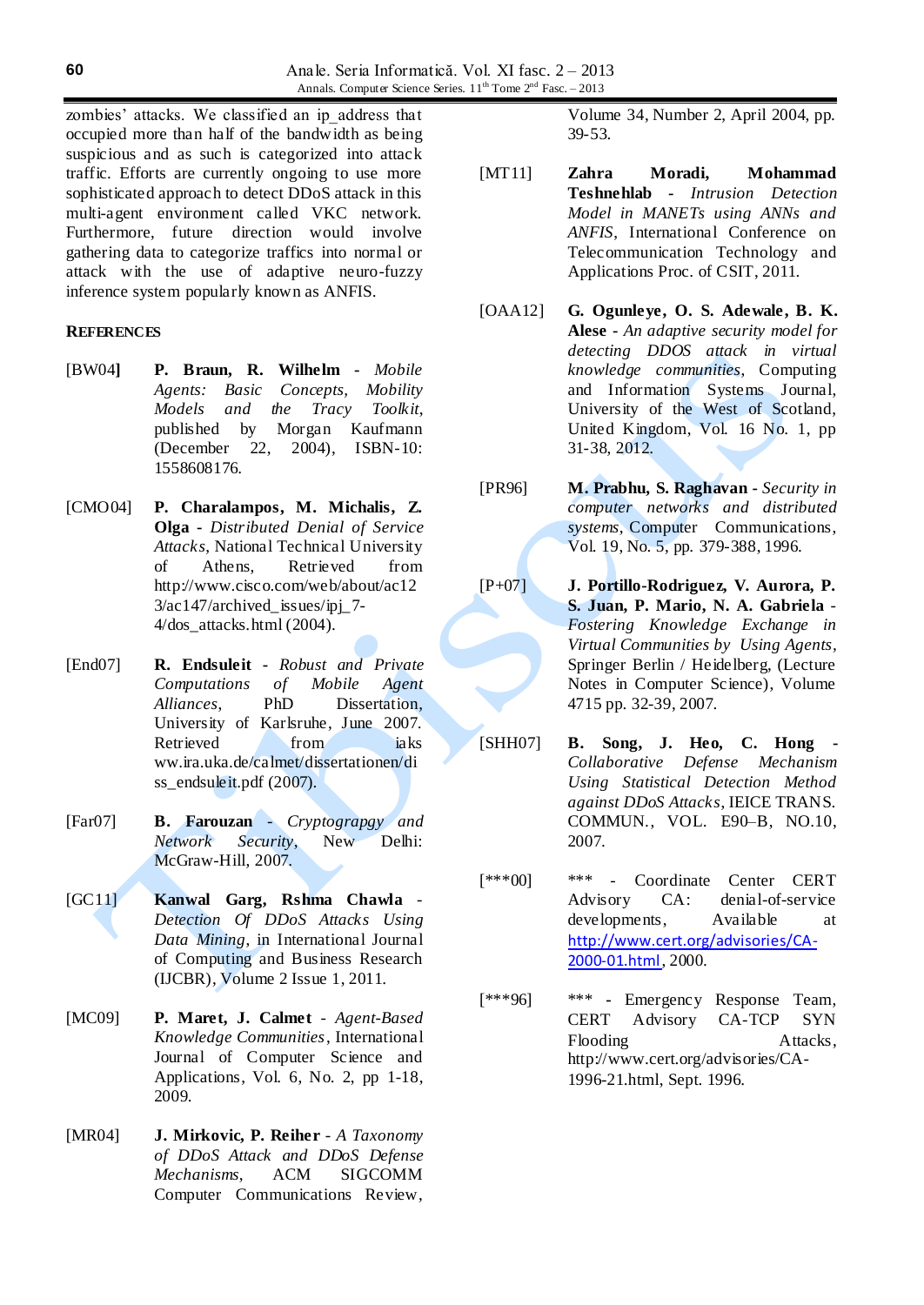zombies' attacks. We classified an ip_address that occupied more than half of the bandwidth as being suspicious and as such is categorized into attack traffic. Efforts are currently ongoing to use more sophisticated approach to detect DDoS attack in this multi-agent environment called VKC network. Furthermore, future direction would involve gathering data to categorize traffics into normal or attack with the use of adaptive neuro-fuzzy inference system popularly known as ANFIS.

## REFERENCES

[BW04] **P. Braun, R. Wilhelm** - *Mobile Agents: Basic Concepts, Mobility Models and the Tracy Toolkit*, published by Morgan Kaufmann (December 22, 2004), ISBN-10: 1558608176.

[CMO04] **P. Charalampos, M. Michalis, Z. Olga** - *Distributed Denial of Service Attacks*, National Technical University of Athens, Retrieved from http://www.cisco.com/web/about/ac123/ac147/archived_issues/ipj_7-4/dos_attacks.html (2004).

[End07] **R. Endsuleit** - *Robust and Private Computations of Mobile Agent Alliances*, PhD Dissertation, University of Karlsruhe, June 2007. Retrieved from iaks ww.ira.uka.de/calmet/dissertationen/diss_endsuleit.pdf (2007).

[Far07] **B. Farouzan** - *Cryptograpgy and Network Security*, New Delhi: McGraw-Hill, 2007.

[GC11] **Kanwal Garg, Rshma Chawla** - *Detection Of DDoS Attacks Using Data Mining*, in International Journal of Computing and Business Research (IJCBR), Volume 2 Issue 1, 2011.

[MC09] **P. Maret, J. Calmet** - *Agent-Based Knowledge Communities*, International Journal of Computer Science and Applications, Vol. 6, No. 2, pp 1-18, 2009.

[MR04] **J. Mirkovic, P. Reiher** - *A Taxonomy of DDoS Attack and DDoS Defense Mechanisms*, ACM SIGCOMM Computer Communications Review, Volume 34, Number 2, April 2004, pp. 39-53.

[MT11] **Zahra Moradi, Mohammad Teshnehlab** - *Intrusion Detection Model in MANETs using ANNs and ANFIS*, International Conference on Telecommunication Technology and Applications Proc. of CSIT, 2011.

[OAA12] **G. Ogunleye, O. S. Adewale, B. K. Alese** - *An adaptive security model for detecting DDOS attack in virtual knowledge communities*, Computing and Information Systems Journal, University of the West of Scotland, United Kingdom, Vol. 16 No. 1, pp 31-38, 2012.

[PR96] **M. Prabhu, S. Raghavan** - *Security in computer networks and distributed systems*, Computer Communications, Vol. 19, No. 5, pp. 379-388, 1996.

[P+07] **J. Portillo-Rodriguez, V. Aurora, P. S. Juan, P. Mario, N. A. Gabriela** - *Fostering Knowledge Exchange in Virtual Communities by Using Agents*, Springer Berlin / Heidelberg, (Lecture Notes in Computer Science), Volume 4715 pp. 32-39, 2007.

[SHH07] **B. Song, J. Heo, C. Hong** - *Collaborative Defense Mechanism Using Statistical Detection Method against DDoS Attacks*, IEICE TRANS. COMMUN., VOL. E90–B, NO.10, 2007.

[***00] *** - Coordinate Center CERT Advisory CA: denial-of-service developments, Available at http://www.cert.org/advisories/CA-2000-01.html, 2000.

[***96] *** - Emergency Response Team, CERT Advisory CA-TCP SYN Flooding Attacks, http://www.cert.org/advisories/CA-1996-21.html, Sept. 1996.